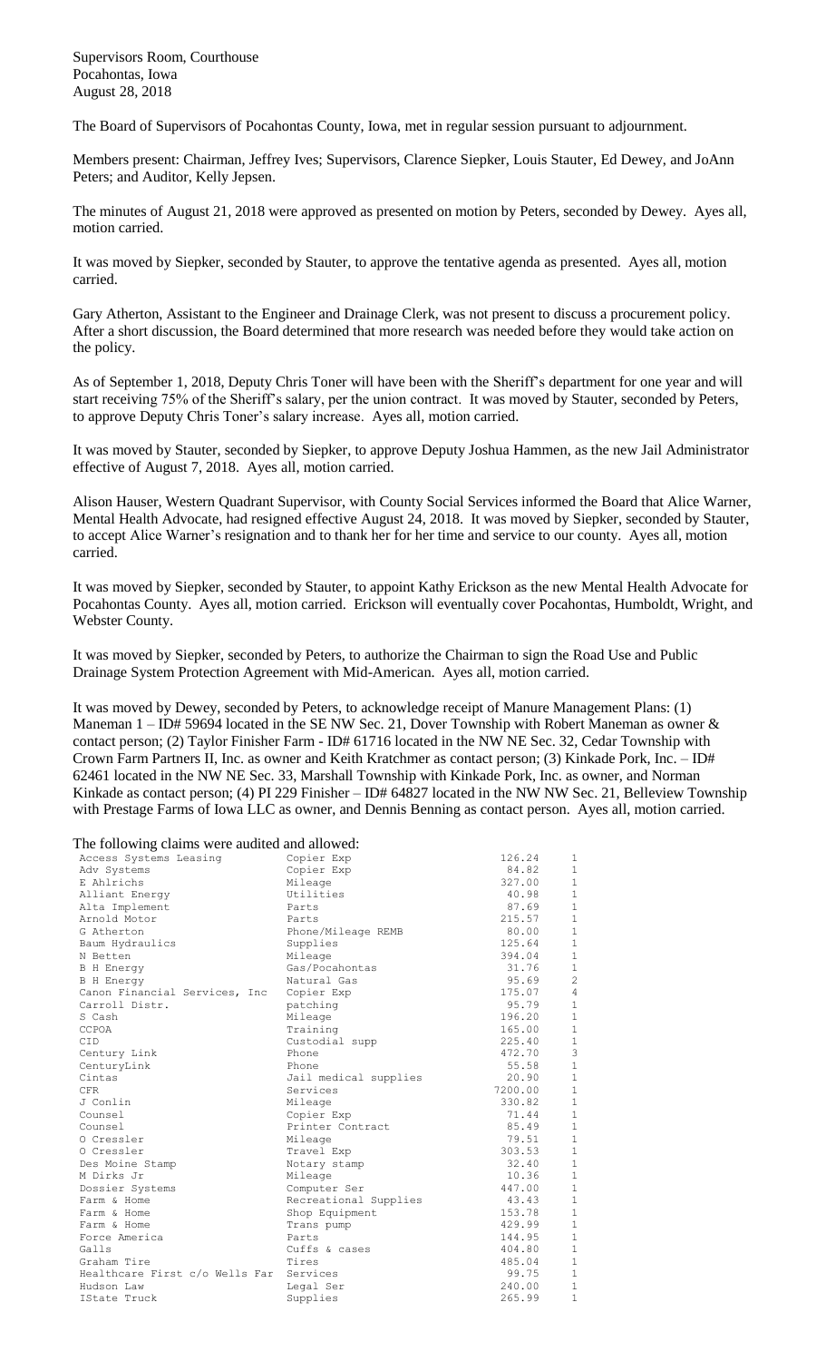Supervisors Room, Courthouse
Pocahontas, Iowa
August 28, 2018

The Board of Supervisors of Pocahontas County, Iowa, met in regular session pursuant to adjournment.

Members present: Chairman, Jeffrey Ives; Supervisors, Clarence Siepker, Louis Stauter, Ed Dewey, and JoAnn Peters; and Auditor, Kelly Jepsen.

The minutes of August 21, 2018 were approved as presented on motion by Peters, seconded by Dewey. Ayes all, motion carried.

It was moved by Siepker, seconded by Stauter, to approve the tentative agenda as presented. Ayes all, motion carried.

Gary Atherton, Assistant to the Engineer and Drainage Clerk, was not present to discuss a procurement policy. After a short discussion, the Board determined that more research was needed before they would take action on the policy.

As of September 1, 2018, Deputy Chris Toner will have been with the Sheriff's department for one year and will start receiving 75% of the Sheriff's salary, per the union contract. It was moved by Stauter, seconded by Peters, to approve Deputy Chris Toner's salary increase. Ayes all, motion carried.

It was moved by Stauter, seconded by Siepker, to approve Deputy Joshua Hammen, as the new Jail Administrator effective of August 7, 2018. Ayes all, motion carried.

Alison Hauser, Western Quadrant Supervisor, with County Social Services informed the Board that Alice Warner, Mental Health Advocate, had resigned effective August 24, 2018. It was moved by Siepker, seconded by Stauter, to accept Alice Warner's resignation and to thank her for her time and service to our county. Ayes all, motion carried.

It was moved by Siepker, seconded by Stauter, to appoint Kathy Erickson as the new Mental Health Advocate for Pocahontas County. Ayes all, motion carried. Erickson will eventually cover Pocahontas, Humboldt, Wright, and Webster County.

It was moved by Siepker, seconded by Peters, to authorize the Chairman to sign the Road Use and Public Drainage System Protection Agreement with Mid-American. Ayes all, motion carried.

It was moved by Dewey, seconded by Peters, to acknowledge receipt of Manure Management Plans: (1) Maneman 1 – ID# 59694 located in the SE NW Sec. 21, Dover Township with Robert Maneman as owner & contact person; (2) Taylor Finisher Farm - ID# 61716 located in the NW NE Sec. 32, Cedar Township with Crown Farm Partners II, Inc. as owner and Keith Kratchmer as contact person; (3) Kinkade Pork, Inc. – ID# 62461 located in the NW NE Sec. 33, Marshall Township with Kinkade Pork, Inc. as owner, and Norman Kinkade as contact person; (4) PI 229 Finisher – ID# 64827 located in the NW NW Sec. 21, Belleview Township with Prestage Farms of Iowa LLC as owner, and Dennis Benning as contact person. Ayes all, motion carried.

The following claims were audited and allowed:

| | | | |
|---|---|---|---|
| Access Systems Leasing | Copier Exp | 126.24 | 1 |
| Adv Systems | Copier Exp | 84.82 | 1 |
| E Ahlrichs | Mileage | 327.00 | 1 |
| Alliant Energy | Utilities | 40.98 | 1 |
| Alta Implement | Parts | 87.69 | 1 |
| Arnold Motor | Parts | 215.57 | 1 |
| G Atherton | Phone/Mileage REMB | 80.00 | 1 |
| Baum Hydraulics | Supplies | 125.64 | 1 |
| N Betten | Mileage | 394.04 | 1 |
| B H Energy | Gas/Pocahontas | 31.76 | 1 |
| B H Energy | Natural Gas | 95.69 | 2 |
| Canon Financial Services, Inc | Copier Exp | 175.07 | 4 |
| Carroll Distr. | patching | 95.79 | 1 |
| S Cash | Mileage | 196.20 | 1 |
| CCPOA | Training | 165.00 | 1 |
| CID | Custodial supp | 225.40 | 1 |
| Century Link | Phone | 472.70 | 3 |
| CenturyLink | Phone | 55.58 | 1 |
| Cintas | Jail medical supplies | 20.90 | 1 |
| CFR | Services | 7200.00 | 1 |
| J Conlin | Mileage | 330.82 | 1 |
| Counsel | Copier Exp | 71.44 | 1 |
| Counsel | Printer Contract | 85.49 | 1 |
| O Cressler | Mileage | 79.51 | 1 |
| O Cressler | Travel Exp | 303.53 | 1 |
| Des Moine Stamp | Notary stamp | 32.40 | 1 |
| M Dirks Jr | Mileage | 10.36 | 1 |
| Dossier Systems | Computer Ser | 447.00 | 1 |
| Farm & Home | Recreational Supplies | 43.43 | 1 |
| Farm & Home | Shop Equipment | 153.78 | 1 |
| Farm & Home | Trans pump | 429.99 | 1 |
| Force America | Parts | 144.95 | 1 |
| Galls | Cuffs & cases | 404.80 | 1 |
| Graham Tire | Tires | 485.04 | 1 |
| Healthcare First c/o Wells Far | Services | 99.75 | 1 |
| Hudson Law | Legal Ser | 240.00 | 1 |
| IState Truck | Supplies | 265.99 | 1 |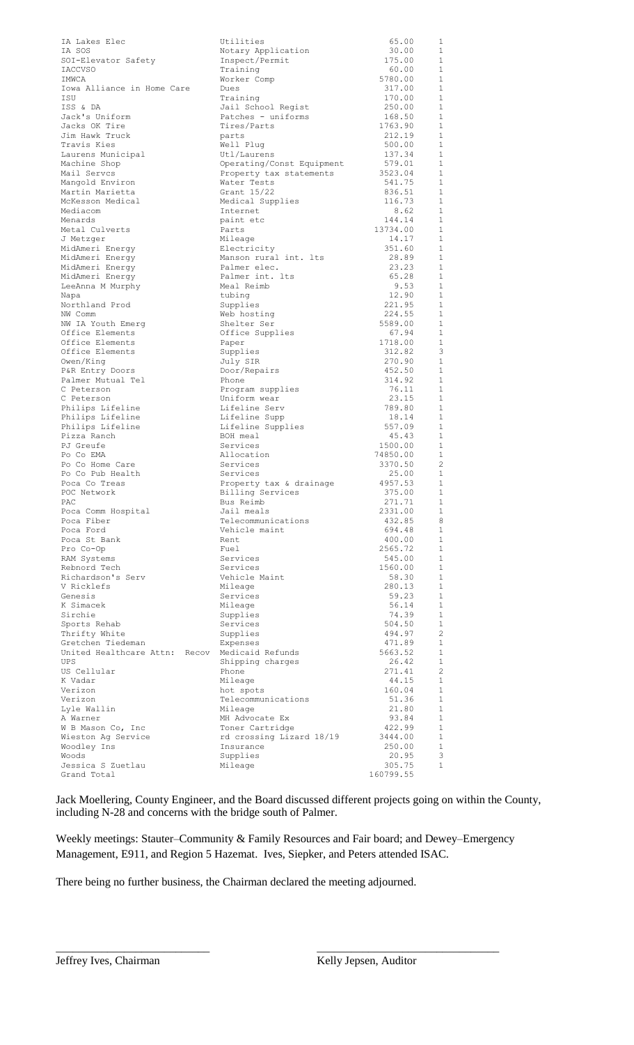| | | | |
|---|---|---|---|
| IA Lakes Elec | Utilities | 65.00 | 1 |
| IA SOS | Notary Application | 30.00 | 1 |
| SOI-Elevator Safety | Inspect/Permit | 175.00 | 1 |
| IACCVSO | Training | 60.00 | 1 |
| IMWCA | Worker Comp | 5780.00 | 1 |
| Iowa Alliance in Home Care | Dues | 317.00 | 1 |
| ISU | Training | 170.00 | 1 |
| ISS & DA | Jail School Regist | 250.00 | 1 |
| Jack's Uniform | Patches - uniforms | 168.50 | 1 |
| Jacks OK Tire | Tires/Parts | 1763.90 | 1 |
| Jim Hawk Truck | parts | 212.19 | 1 |
| Travis Kies | Well Plug | 500.00 | 1 |
| Laurens Municipal | Utl/Laurens | 137.34 | 1 |
| Machine Shop | Operating/Const Equipment | 579.01 | 1 |
| Mail Servcs | Property tax statements | 3523.04 | 1 |
| Mangold Environ | Water Tests | 541.75 | 1 |
| Martin Marietta | Grant 15/22 | 836.51 | 1 |
| McKesson Medical | Medical Supplies | 116.73 | 1 |
| Mediacom | Internet | 8.62 | 1 |
| Menards | paint etc | 144.14 | 1 |
| Metal Culverts | Parts | 13734.00 | 1 |
| J Metzger | Mileage | 14.17 | 1 |
| MidAmeri Energy | Electricity | 351.60 | 1 |
| MidAmeri Energy | Manson rural int. lts | 28.89 | 1 |
| MidAmeri Energy | Palmer elec. | 23.23 | 1 |
| MidAmeri Energy | Palmer int. lts | 65.28 | 1 |
| LeeAnna M Murphy | Meal Reimb | 9.53 | 1 |
| Napa | tubing | 12.90 | 1 |
| Northland Prod | Supplies | 221.95 | 1 |
| NW Comm | Web hosting | 224.55 | 1 |
| NW IA Youth Emerg | Shelter Ser | 5589.00 | 1 |
| Office Elements | Office Supplies | 67.94 | 1 |
| Office Elements | Paper | 1718.00 | 1 |
| Office Elements | Supplies | 312.82 | 3 |
| Owen/King | July SIR | 270.90 | 1 |
| P&R Entry Doors | Door/Repairs | 452.50 | 1 |
| Palmer Mutual Tel | Phone | 314.92 | 1 |
| C Peterson | Program supplies | 76.11 | 1 |
| C Peterson | Uniform wear | 23.15 | 1 |
| Philips Lifeline | Lifeline Serv | 789.80 | 1 |
| Philips Lifeline | Lifeline Supp | 18.14 | 1 |
| Philips Lifeline | Lifeline Supplies | 557.09 | 1 |
| Pizza Ranch | BOH meal | 45.43 | 1 |
| PJ Greufe | Services | 1500.00 | 1 |
| Po Co EMA | Allocation | 74850.00 | 1 |
| Po Co Home Care | Services | 3370.50 | 2 |
| Po Co Pub Health | Services | 25.00 | 1 |
| Poca Co Treas | Property tax & drainage | 4957.53 | 1 |
| POC Network | Billing Services | 375.00 | 1 |
| PAC | Bus Reimb | 271.71 | 1 |
| Poca Comm Hospital | Jail meals | 2331.00 | 1 |
| Poca Fiber | Telecommunications | 432.85 | 8 |
| Poca Ford | Vehicle maint | 694.48 | 1 |
| Poca St Bank | Rent | 400.00 | 1 |
| Pro Co-Op | Fuel | 2565.72 | 1 |
| RAM Systems | Services | 545.00 | 1 |
| Rebnord Tech | Services | 1560.00 | 1 |
| Richardson's Serv | Vehicle Maint | 58.30 | 1 |
| V Ricklefs | Mileage | 280.13 | 1 |
| Genesis | Services | 59.23 | 1 |
| K Simacek | Mileage | 56.14 | 1 |
| Sirchie | Supplies | 74.39 | 1 |
| Sports Rehab | Services | 504.50 | 1 |
| Thrifty White | Supplies | 494.97 | 2 |
| Gretchen Tiedeman | Expenses | 471.89 | 1 |
| United Healthcare Attn: Recov | Medicaid Refunds | 5663.52 | 1 |
| UPS | Shipping charges | 26.42 | 1 |
| US Cellular | Phone | 271.41 | 2 |
| K Vadar | Mileage | 44.15 | 1 |
| Verizon | hot spots | 160.04 | 1 |
| Verizon | Telecommunications | 51.36 | 1 |
| Lyle Wallin | Mileage | 21.80 | 1 |
| A Warner | MH Advocate Ex | 93.84 | 1 |
| W B Mason Co, Inc | Toner Cartridge | 422.99 | 1 |
| Wieston Ag Service | rd crossing Lizard 18/19 | 3444.00 | 1 |
| Woodley Ins | Insurance | 250.00 | 1 |
| Woods | Supplies | 20.95 | 3 |
| Jessica S Zuetlau | Mileage | 305.75 | 1 |
| Grand Total | | 160799.55 | |

Jack Moellering, County Engineer, and the Board discussed different projects going on within the County, including N-28 and concerns with the bridge south of Palmer.

Weekly meetings: Stauter–Community & Family Resources and Fair board; and Dewey–Emergency Management, E911, and Region 5 Hazemat. Ives, Siepker, and Peters attended ISAC.

There being no further business, the Chairman declared the meeting adjourned.

\_\_\_\_\_\_\_\_\_\_\_\_\_\_\_\_\_\_\_\_\_\_\_\_\_\_\_ \_\_\_\_\_\_\_\_\_\_\_\_\_\_\_\_\_\_\_\_\_\_\_\_\_\_\_\_\_\_\_

Jeffrey Ives, Chairman Kelly Jepsen, Auditor